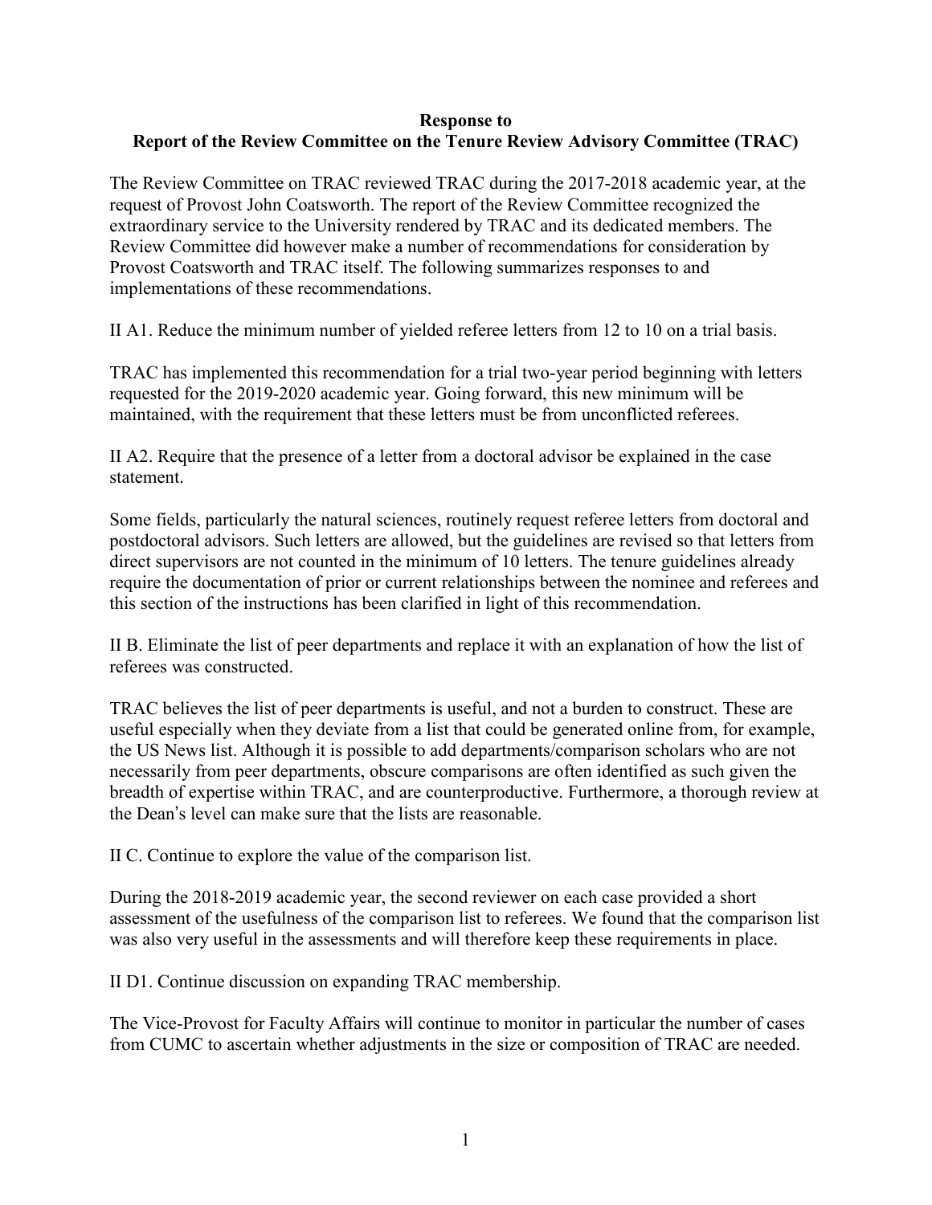**Response to**
**Report of the Review Committee on the Tenure Review Advisory Committee (TRAC)**

The Review Committee on TRAC reviewed TRAC during the 2017-2018 academic year, at the request of Provost John Coatsworth. The report of the Review Committee recognized the extraordinary service to the University rendered by TRAC and its dedicated members. The Review Committee did however make a number of recommendations for consideration by Provost Coatsworth and TRAC itself. The following summarizes responses to and implementations of these recommendations.

II A1. Reduce the minimum number of yielded referee letters from 12 to 10 on a trial basis.

TRAC has implemented this recommendation for a trial two-year period beginning with letters requested for the 2019-2020 academic year. Going forward, this new minimum will be maintained, with the requirement that these letters must be from unconflicted referees.

II A2. Require that the presence of a letter from a doctoral advisor be explained in the case statement.

Some fields, particularly the natural sciences, routinely request referee letters from doctoral and postdoctoral advisors. Such letters are allowed, but the guidelines are revised so that letters from direct supervisors are not counted in the minimum of 10 letters. The tenure guidelines already require the documentation of prior or current relationships between the nominee and referees and this section of the instructions has been clarified in light of this recommendation.

II B. Eliminate the list of peer departments and replace it with an explanation of how the list of referees was constructed.

TRAC believes the list of peer departments is useful, and not a burden to construct. These are useful especially when they deviate from a list that could be generated online from, for example, the US News list. Although it is possible to add departments/comparison scholars who are not necessarily from peer departments, obscure comparisons are often identified as such given the breadth of expertise within TRAC, and are counterproductive. Furthermore, a thorough review at the Dean's level can make sure that the lists are reasonable.

II C. Continue to explore the value of the comparison list.

During the 2018-2019 academic year, the second reviewer on each case provided a short assessment of the usefulness of the comparison list to referees. We found that the comparison list was also very useful in the assessments and will therefore keep these requirements in place.

II D1. Continue discussion on expanding TRAC membership.

The Vice-Provost for Faculty Affairs will continue to monitor in particular the number of cases from CUMC to ascertain whether adjustments in the size or composition of TRAC are needed.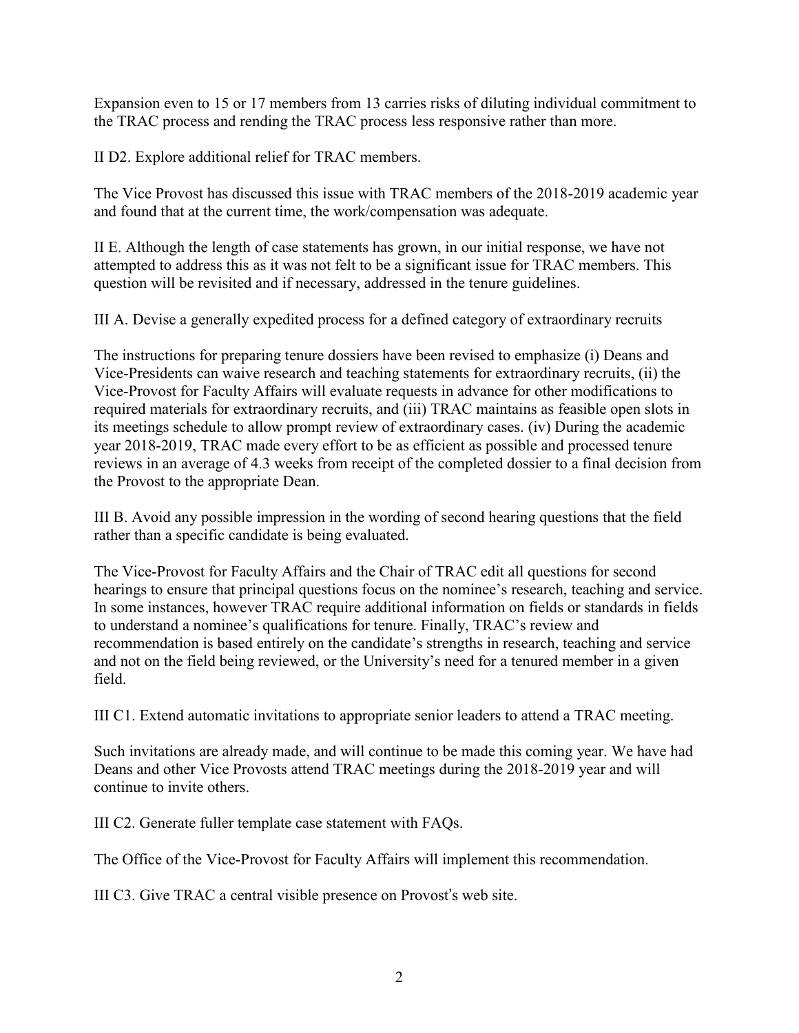Expansion even to 15 or 17 members from 13 carries risks of diluting individual commitment to the TRAC process and rending the TRAC process less responsive rather than more.

II D2. Explore additional relief for TRAC members.

The Vice Provost has discussed this issue with TRAC members of the 2018-2019 academic year and found that at the current time, the work/compensation was adequate.

II E. Although the length of case statements has grown, in our initial response, we have not attempted to address this as it was not felt to be a significant issue for TRAC members. This question will be revisited and if necessary, addressed in the tenure guidelines.

III A. Devise a generally expedited process for a defined category of extraordinary recruits

The instructions for preparing tenure dossiers have been revised to emphasize (i) Deans and Vice-Presidents can waive research and teaching statements for extraordinary recruits, (ii) the Vice-Provost for Faculty Affairs will evaluate requests in advance for other modifications to required materials for extraordinary recruits, and (iii) TRAC maintains as feasible open slots in its meetings schedule to allow prompt review of extraordinary cases. (iv) During the academic year 2018-2019, TRAC made every effort to be as efficient as possible and processed tenure reviews in an average of 4.3 weeks from receipt of the completed dossier to a final decision from the Provost to the appropriate Dean.

III B. Avoid any possible impression in the wording of second hearing questions that the field rather than a specific candidate is being evaluated.

The Vice-Provost for Faculty Affairs and the Chair of TRAC edit all questions for second hearings to ensure that principal questions focus on the nominee's research, teaching and service. In some instances, however TRAC require additional information on fields or standards in fields to understand a nominee's qualifications for tenure. Finally, TRAC's review and recommendation is based entirely on the candidate's strengths in research, teaching and service and not on the field being reviewed, or the University's need for a tenured member in a given field.

III C1. Extend automatic invitations to appropriate senior leaders to attend a TRAC meeting.

Such invitations are already made, and will continue to be made this coming year. We have had Deans and other Vice Provosts attend TRAC meetings during the 2018-2019 year and will continue to invite others.

III C2. Generate fuller template case statement with FAQs.

The Office of the Vice-Provost for Faculty Affairs will implement this recommendation.

III C3. Give TRAC a central visible presence on Provost's web site.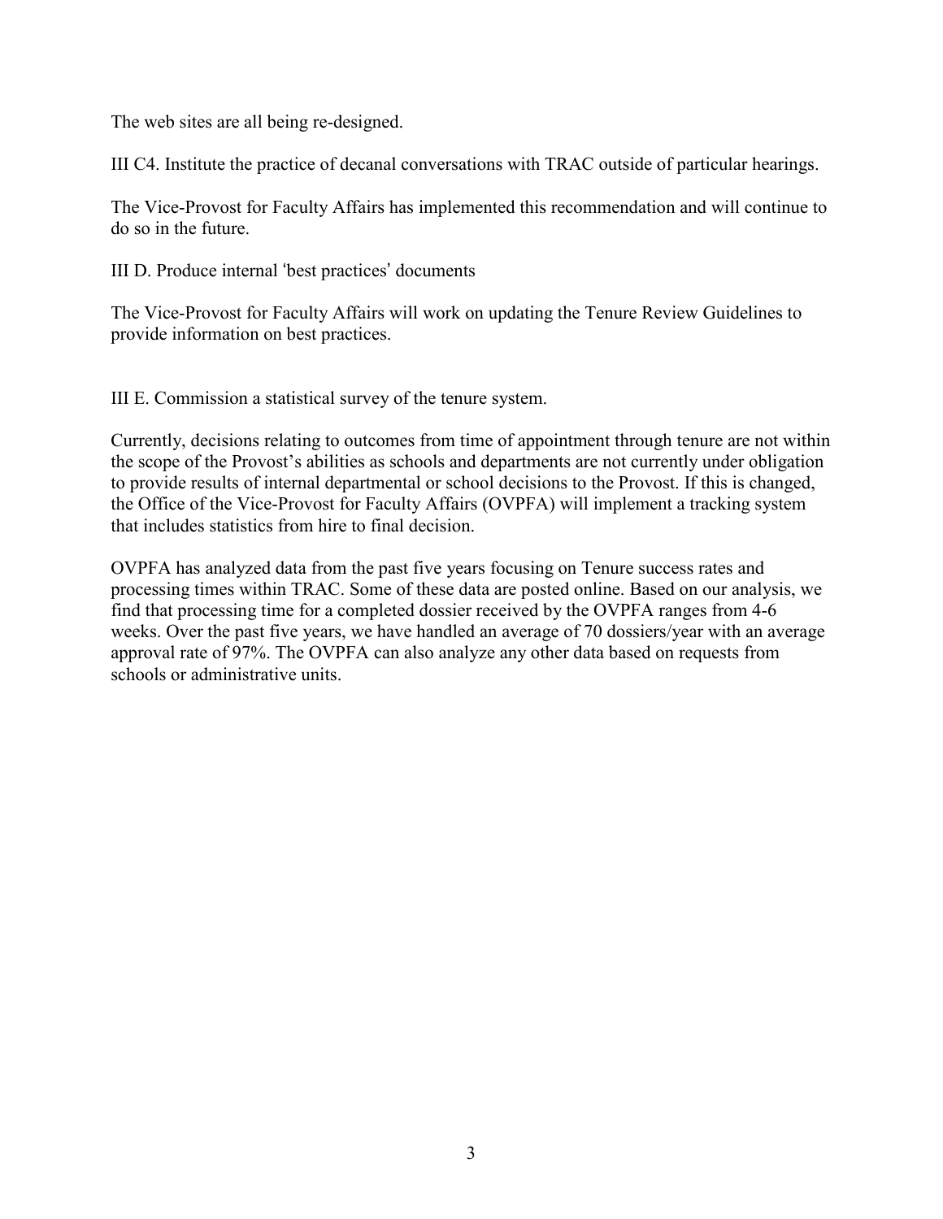The web sites are all being re-designed.

III C4. Institute the practice of decanal conversations with TRAC outside of particular hearings.

The Vice-Provost for Faculty Affairs has implemented this recommendation and will continue to do so in the future.

III D. Produce internal 'best practices' documents

The Vice-Provost for Faculty Affairs will work on updating the Tenure Review Guidelines to provide information on best practices.

III E. Commission a statistical survey of the tenure system.

Currently, decisions relating to outcomes from time of appointment through tenure are not within the scope of the Provost's abilities as schools and departments are not currently under obligation to provide results of internal departmental or school decisions to the Provost. If this is changed, the Office of the Vice-Provost for Faculty Affairs (OVPFA) will implement a tracking system that includes statistics from hire to final decision.

OVPFA has analyzed data from the past five years focusing on Tenure success rates and processing times within TRAC. Some of these data are posted online. Based on our analysis, we find that processing time for a completed dossier received by the OVPFA ranges from 4-6 weeks. Over the past five years, we have handled an average of 70 dossiers/year with an average approval rate of 97%. The OVPFA can also analyze any other data based on requests from schools or administrative units.